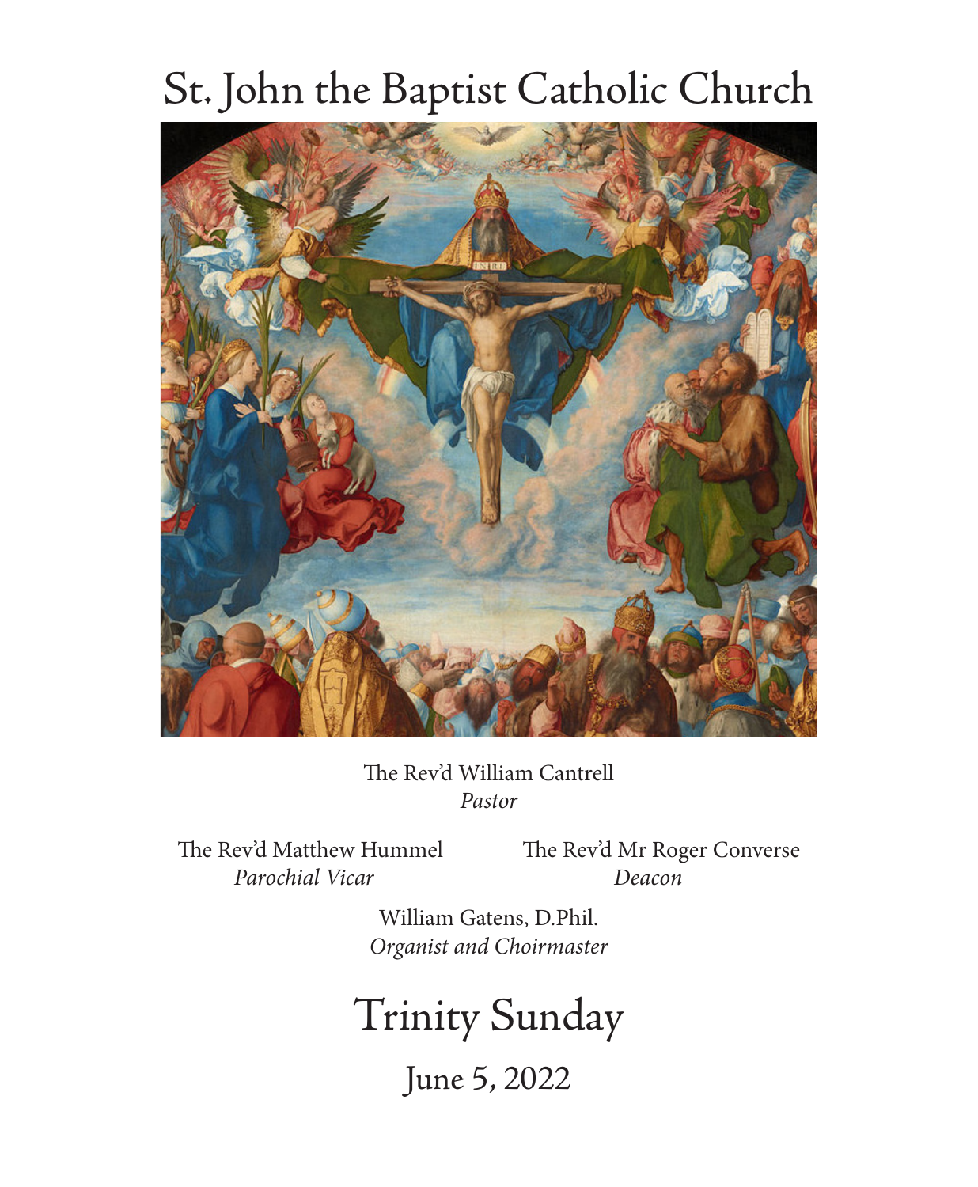# St. John the Baptist Catholic Church

The Rev'd William Cantrell
*Pastor*

The Rev'd Matthew Hummel
*Parochial Vicar*

The Rev'd Mr Roger Converse
*Deacon*

William Gatens, D.Phil.
*Organist and Choirmaster*

# Trinity Sunday

## June 5, 2022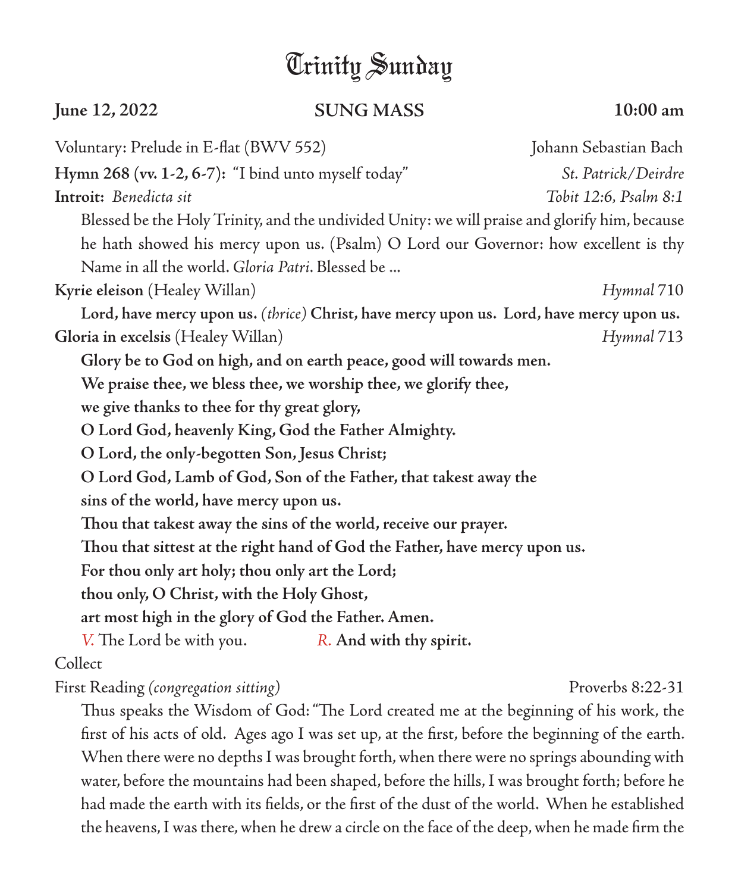# Trinity Sunday

**June 12, 2022** **SUNG MASS** **10:00 am**

Voluntary: Prelude in E-flat (BWV 552) Johann Sebastian Bach

**Hymn 268 (vv. 1-2, 6-7):** "I bind unto myself today" *St. Patrick/Deirdre*

**Introit:** *Benedicta sit* *Tobit 12:6, Psalm 8:1*

Blessed be the Holy Trinity, and the undivided Unity: we will praise and glorify him, because he hath showed his mercy upon us. (Psalm) O Lord our Governor: how excellent is thy Name in all the world. *Gloria Patri*. Blessed be ...

**Kyrie eleison** (Healey Willan) *Hymnal* 710

**Lord, have mercy upon us.** *(thrice)* **Christ, have mercy upon us. Lord, have mercy upon us.**

**Gloria in excelsis** (Healey Willan) *Hymnal* 713

**Glory be to God on high, and on earth peace, good will towards men.**
**We praise thee, we bless thee, we worship thee, we glorify thee,**
**we give thanks to thee for thy great glory,**
**O Lord God, heavenly King, God the Father Almighty.**
**O Lord, the only-begotten Son, Jesus Christ;**
**O Lord God, Lamb of God, Son of the Father, that takest away the**
**sins of the world, have mercy upon us.**
**Thou that takest away the sins of the world, receive our prayer.**
**Thou that sittest at the right hand of God the Father, have mercy upon us.**
**For thou only art holy; thou only art the Lord;**
**thou only, O Christ, with the Holy Ghost,**
**art most high in the glory of God the Father. Amen.**

*V.* The Lord be with you. *R.* **And with thy spirit.**

Collect

First Reading *(congregation sitting)* Proverbs 8:22-31

Thus speaks the Wisdom of God: "The Lord created me at the beginning of his work, the first of his acts of old. Ages ago I was set up, at the first, before the beginning of the earth. When there were no depths I was brought forth, when there were no springs abounding with water, before the mountains had been shaped, before the hills, I was brought forth; before he had made the earth with its fields, or the first of the dust of the world. When he established the heavens, I was there, when he drew a circle on the face of the deep, when he made firm the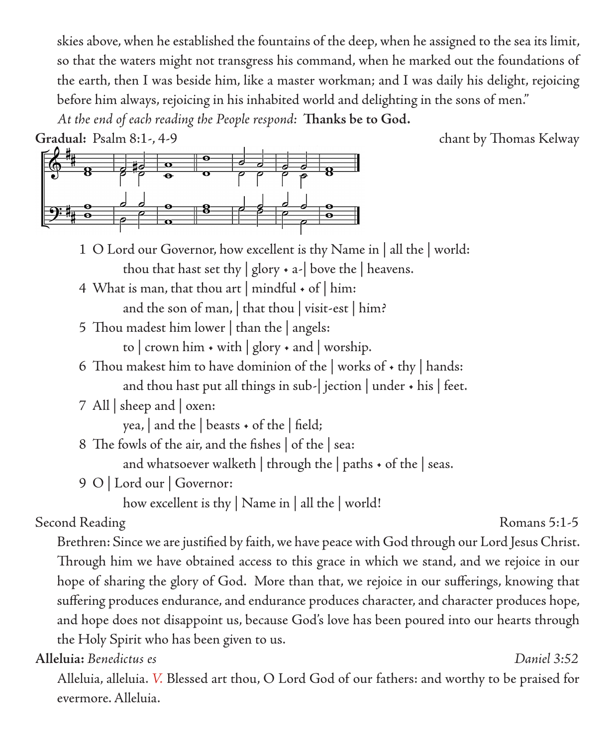skies above, when he established the fountains of the deep, when he assigned to the sea its limit, so that the waters might not transgress his command, when he marked out the foundations of the earth, then I was beside him, like a master workman; and I was daily his delight, rejoicing before him always, rejoicing in his inhabited world and delighting in the sons of men."

*At the end of each reading the People respond:* **Thanks be to God.**

**Gradual:** Psalm 8:1-, 4-9 chant by Thomas Kelway

1 O Lord our Governor, how excellent is thy Name in | all the | world:
 thou that hast set thy | glory ⬩ a-| bove the | heavens.

4 What is man, that thou art | mindful ⬩ of | him:
 and the son of man, | that thou | visit-est | him?

5 Thou madest him lower | than the | angels:
 to | crown him ⬩ with | glory ⬩ and | worship.

6 Thou makest him to have dominion of the | works of ⬩ thy | hands:
 and thou hast put all things in sub-| jection | under ⬩ his | feet.

7 All | sheep and | oxen:
 yea, | and the | beasts ⬩ of the | field;

8 The fowls of the air, and the fishes | of the | sea:
 and whatsoever walketh | through the | paths ⬩ of the | seas.

9 O | Lord our | Governor:
 how excellent is thy | Name in | all the | world!

Second Reading Romans 5:1-5

Brethren: Since we are justified by faith, we have peace with God through our Lord Jesus Christ. Through him we have obtained access to this grace in which we stand, and we rejoice in our hope of sharing the glory of God. More than that, we rejoice in our sufferings, knowing that suffering produces endurance, and endurance produces character, and character produces hope, and hope does not disappoint us, because God's love has been poured into our hearts through the Holy Spirit who has been given to us.

**Alleluia:** *Benedictus es* *Daniel 3:52*

Alleluia, alleluia. *V.* Blessed art thou, O Lord God of our fathers: and worthy to be praised for evermore. Alleluia.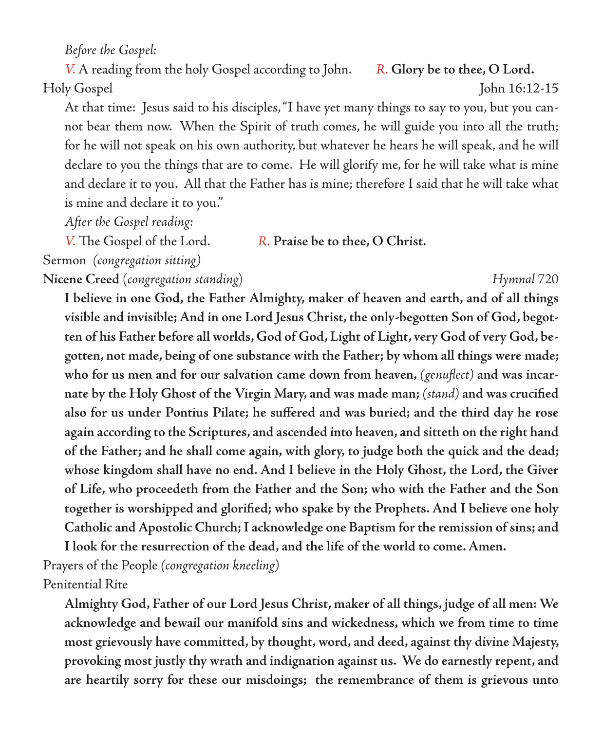*Before the Gospel:*

*V.* A reading from the holy Gospel according to John. *R.* **Glory be to thee, O Lord.**

Holy Gospel John 16:12-15

At that time: Jesus said to his disciples, "I have yet many things to say to you, but you cannot bear them now. When the Spirit of truth comes, he will guide you into all the truth; for he will not speak on his own authority, but whatever he hears he will speak, and he will declare to you the things that are to come. He will glorify me, for he will take what is mine and declare it to you. All that the Father has is mine; therefore I said that he will take what is mine and declare it to you."

*After the Gospel reading:*

*V.* The Gospel of the Lord. *R.* **Praise be to thee, O Christ.**

Sermon *(congregation sitting)*

**Nicene Creed** (*congregation standing*) *Hymnal* 720

**I believe in one God, the Father Almighty, maker of heaven and earth, and of all things visible and invisible; And in one Lord Jesus Christ, the only-begotten Son of God, begotten of his Father before all worlds, God of God, Light of Light, very God of very God, begotten, not made, being of one substance with the Father; by whom all things were made; who for us men and for our salvation came down from heaven,** *(genuflect)* **and was incarnate by the Holy Ghost of the Virgin Mary, and was made man;** *(stand)* **and was crucified also for us under Pontius Pilate; he suffered and was buried; and the third day he rose again according to the Scriptures, and ascended into heaven, and sitteth on the right hand of the Father; and he shall come again, with glory, to judge both the quick and the dead; whose kingdom shall have no end. And I believe in the Holy Ghost, the Lord, the Giver of Life, who proceedeth from the Father and the Son; who with the Father and the Son together is worshipped and glorified; who spake by the Prophets. And I believe one holy Catholic and Apostolic Church; I acknowledge one Baptism for the remission of sins; and I look for the resurrection of the dead, and the life of the world to come. Amen.**

Prayers of the People *(congregation kneeling)*

Penitential Rite

**Almighty God, Father of our Lord Jesus Christ, maker of all things, judge of all men: We acknowledge and bewail our manifold sins and wickedness, which we from time to time most grievously have committed, by thought, word, and deed, against thy divine Majesty, provoking most justly thy wrath and indignation against us. We do earnestly repent, and are heartily sorry for these our misdoings; the remembrance of them is grievous unto**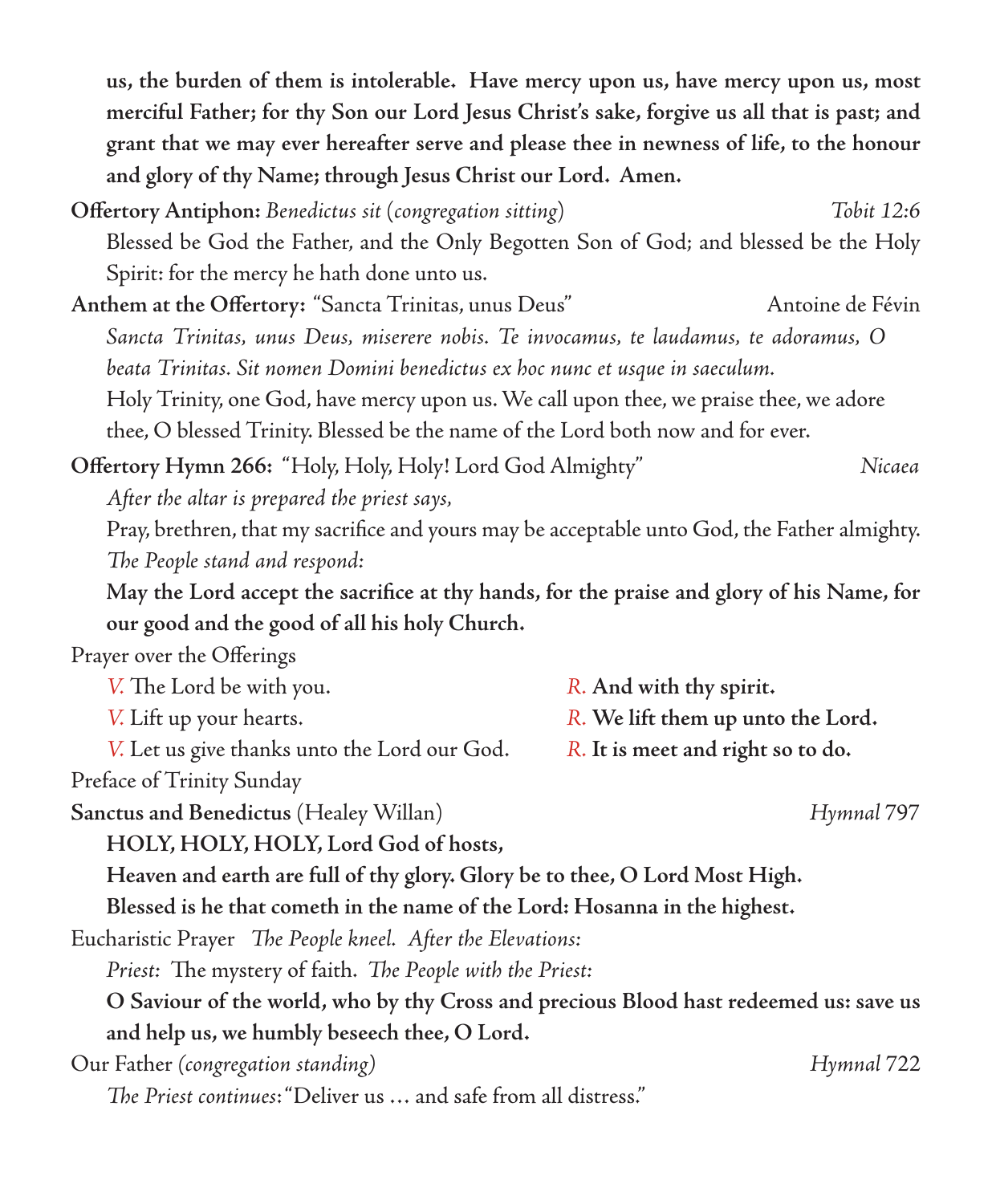**us, the burden of them is intolerable. Have mercy upon us, have mercy upon us, most merciful Father; for thy Son our Lord Jesus Christ's sake, forgive us all that is past; and grant that we may ever hereafter serve and please thee in newness of life, to the honour and glory of thy Name; through Jesus Christ our Lord. Amen.**

**Offertory Antiphon:** *Benedictus sit* (*congregation sitting*) *Tobit 12:6*

Blessed be God the Father, and the Only Begotten Son of God; and blessed be the Holy Spirit: for the mercy he hath done unto us.

**Anthem at the Offertory:** "Sancta Trinitas, unus Deus" Antoine de Févin

*Sancta Trinitas, unus Deus, miserere nobis. Te invocamus, te laudamus, te adoramus, O beata Trinitas. Sit nomen Domini benedictus ex hoc nunc et usque in saeculum.*

Holy Trinity, one God, have mercy upon us. We call upon thee, we praise thee, we adore thee, O blessed Trinity. Blessed be the name of the Lord both now and for ever.

**Offertory Hymn 266:** "Holy, Holy, Holy! Lord God Almighty" *Nicaea*

*After the altar is prepared the priest says,*

Pray, brethren, that my sacrifice and yours may be acceptable unto God, the Father almighty.

*The People stand and respond:*

**May the Lord accept the sacrifice at thy hands, for the praise and glory of his Name, for our good and the good of all his holy Church.**

Prayer over the Offerings

*V.* The Lord be with you. *R.* **And with thy spirit.**

*V.* Lift up your hearts. *R.* **We lift them up unto the Lord.**

*V.* Let us give thanks unto the Lord our God. *R.* **It is meet and right so to do.**

Preface of Trinity Sunday

**Sanctus and Benedictus** (Healey Willan) *Hymnal* 797

**HOLY, HOLY, HOLY, Lord God of hosts,**
**Heaven and earth are full of thy glory. Glory be to thee, O Lord Most High.**
**Blessed is he that cometh in the name of the Lord: Hosanna in the highest.**

Eucharistic Prayer *The People kneel. After the Elevations:*

*Priest:* The mystery of faith. *The People with the Priest:*

**O Saviour of the world, who by thy Cross and precious Blood hast redeemed us: save us and help us, we humbly beseech thee, O Lord.**

Our Father *(congregation standing)* *Hymnal* 722

*The Priest continues*: "Deliver us … and safe from all distress."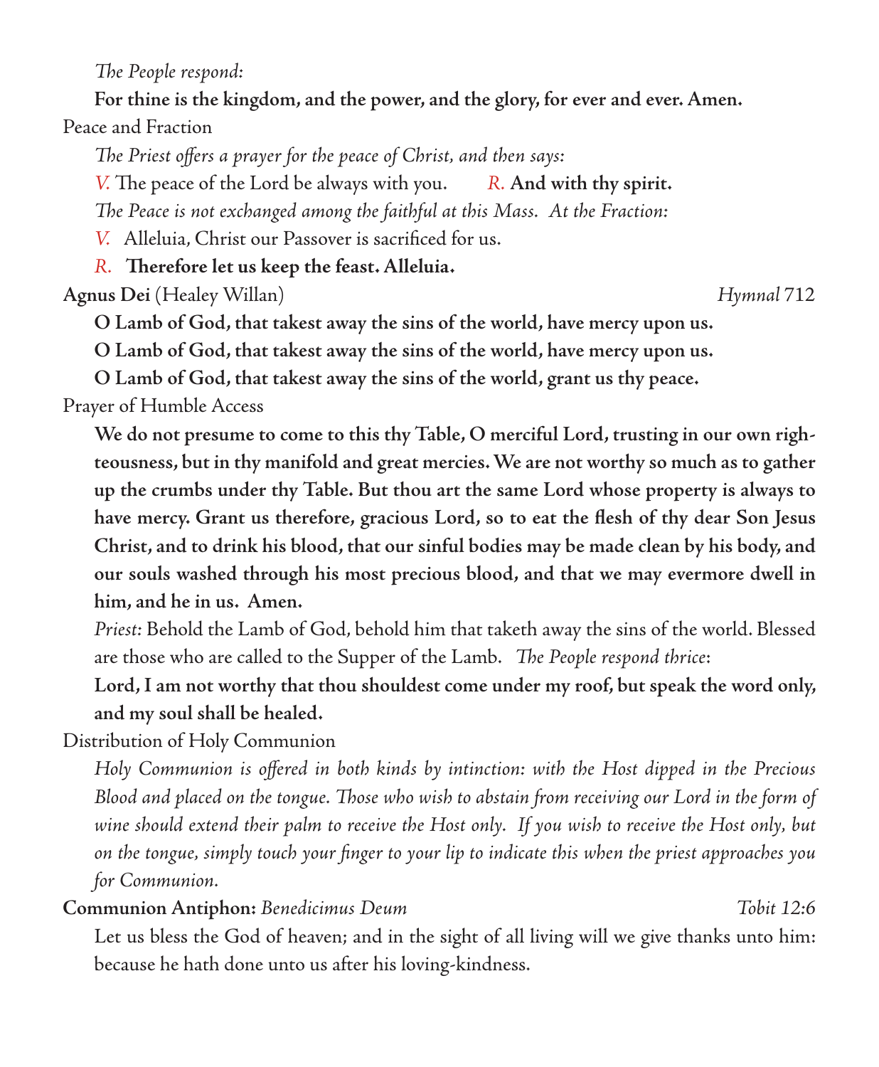*The People respond:*

**For thine is the kingdom, and the power, and the glory, for ever and ever. Amen.**

Peace and Fraction

*The Priest offers a prayer for the peace of Christ, and then says:*

*V.* The peace of the Lord be always with you. *R.* **And with thy spirit.**

*The Peace is not exchanged among the faithful at this Mass. At the Fraction:*

*V.* Alleluia, Christ our Passover is sacrificed for us.

*R.* **Therefore let us keep the feast. Alleluia.**

**Agnus Dei** (Healey Willan) *Hymnal* 712

**O Lamb of God, that takest away the sins of the world, have mercy upon us.**

**O Lamb of God, that takest away the sins of the world, have mercy upon us.**

**O Lamb of God, that takest away the sins of the world, grant us thy peace.**

Prayer of Humble Access

**We do not presume to come to this thy Table, O merciful Lord, trusting in our own righteousness, but in thy manifold and great mercies. We are not worthy so much as to gather up the crumbs under thy Table. But thou art the same Lord whose property is always to have mercy. Grant us therefore, gracious Lord, so to eat the flesh of thy dear Son Jesus Christ, and to drink his blood, that our sinful bodies may be made clean by his body, and our souls washed through his most precious blood, and that we may evermore dwell in him, and he in us. Amen.**

*Priest:* Behold the Lamb of God, behold him that taketh away the sins of the world. Blessed are those who are called to the Supper of the Lamb. *The People respond thrice*:

**Lord, I am not worthy that thou shouldest come under my roof, but speak the word only, and my soul shall be healed.**

Distribution of Holy Communion

*Holy Communion is offered in both kinds by intinction: with the Host dipped in the Precious Blood and placed on the tongue. Those who wish to abstain from receiving our Lord in the form of wine should extend their palm to receive the Host only. If you wish to receive the Host only, but on the tongue, simply touch your finger to your lip to indicate this when the priest approaches you for Communion.*

**Communion Antiphon:** *Benedicimus Deum* *Tobit 12:6*

Let us bless the God of heaven; and in the sight of all living will we give thanks unto him: because he hath done unto us after his loving-kindness.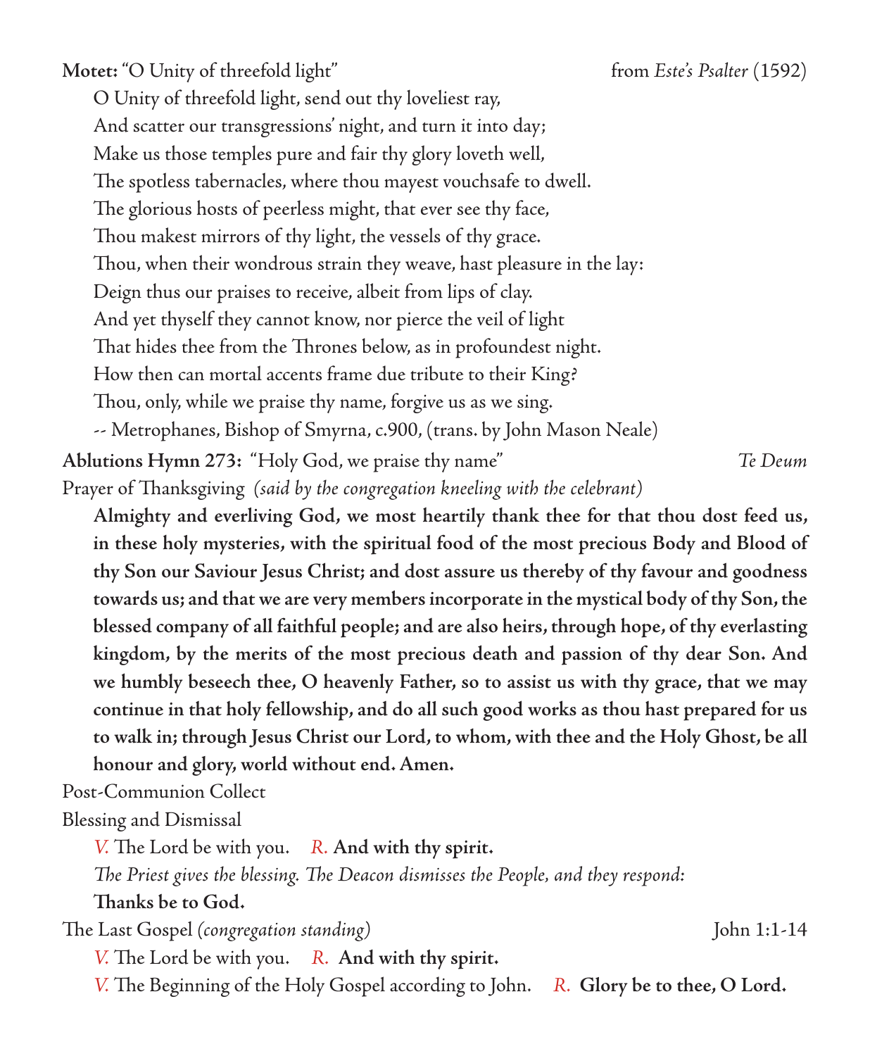**Motet:** "O Unity of threefold light" from *Este's Psalter* (1592)

O Unity of threefold light, send out thy loveliest ray,
And scatter our transgressions' night, and turn it into day;
Make us those temples pure and fair thy glory loveth well,
The spotless tabernacles, where thou mayest vouchsafe to dwell.
The glorious hosts of peerless might, that ever see thy face,
Thou makest mirrors of thy light, the vessels of thy grace.
Thou, when their wondrous strain they weave, hast pleasure in the lay:
Deign thus our praises to receive, albeit from lips of clay.
And yet thyself they cannot know, nor pierce the veil of light
That hides thee from the Thrones below, as in profoundest night.
How then can mortal accents frame due tribute to their King?
Thou, only, while we praise thy name, forgive us as we sing.
-- Metrophanes, Bishop of Smyrna, c.900, (trans. by John Mason Neale)

**Ablutions Hymn 273:** "Holy God, we praise thy name" *Te Deum*

Prayer of Thanksgiving *(said by the congregation kneeling with the celebrant)*

**Almighty and everliving God, we most heartily thank thee for that thou dost feed us, in these holy mysteries, with the spiritual food of the most precious Body and Blood of thy Son our Saviour Jesus Christ; and dost assure us thereby of thy favour and goodness towards us; and that we are very members incorporate in the mystical body of thy Son, the blessed company of all faithful people; and are also heirs, through hope, of thy everlasting kingdom, by the merits of the most precious death and passion of thy dear Son. And we humbly beseech thee, O heavenly Father, so to assist us with thy grace, that we may continue in that holy fellowship, and do all such good works as thou hast prepared for us to walk in; through Jesus Christ our Lord, to whom, with thee and the Holy Ghost, be all honour and glory, world without end. Amen.**

Post-Communion Collect

Blessing and Dismissal

*V.* The Lord be with you. *R.* **And with thy spirit.**

*The Priest gives the blessing. The Deacon dismisses the People, and they respond:*

**Thanks be to God.**

The Last Gospel *(congregation standing)* John 1:1-14

*V.* The Lord be with you. *R.* **And with thy spirit.**

*V.* The Beginning of the Holy Gospel according to John. *R.* **Glory be to thee, O Lord.**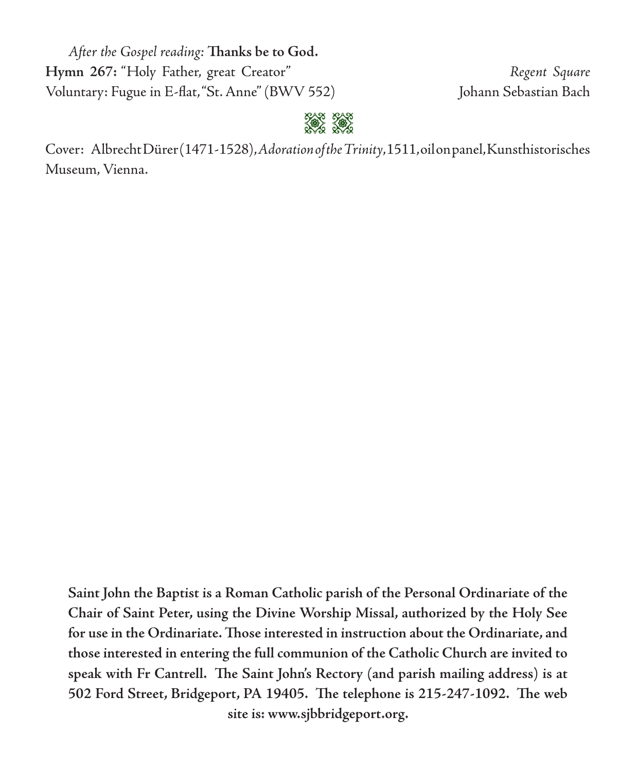*After the Gospel reading:* **Thanks be to God.**

**Hymn 267:** "Holy Father, great Creator" *Regent Square*

Voluntary: Fugue in E-flat, "St. Anne" (BWV 552) Johann Sebastian Bach

Cover: Albrecht Dürer (1471-1528), *Adoration of the Trinity*, 1511, oil on panel, Kunsthistorisches Museum, Vienna.

**Saint John the Baptist is a Roman Catholic parish of the Personal Ordinariate of the Chair of Saint Peter, using the Divine Worship Missal, authorized by the Holy See for use in the Ordinariate. Those interested in instruction about the Ordinariate, and those interested in entering the full communion of the Catholic Church are invited to speak with Fr Cantrell. The Saint John's Rectory (and parish mailing address) is at 502 Ford Street, Bridgeport, PA 19405. The telephone is 215-247-1092. The web site is: www.sjbbridgeport.org.**